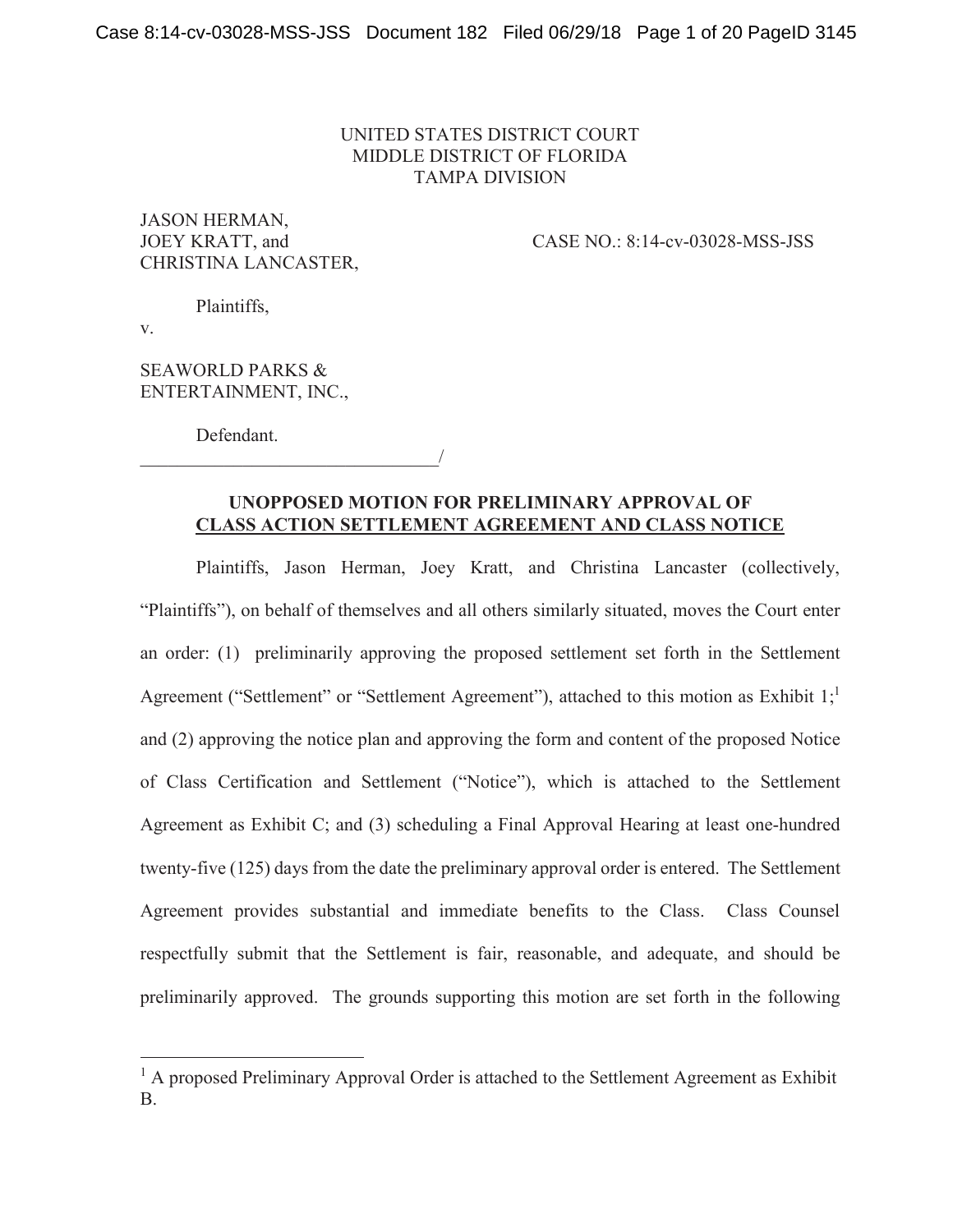UNITED STATES DISTRICT COURT
MIDDLE DISTRICT OF FLORIDA
TAMPA DIVISION

JASON HERMAN,
JOEY KRATT, and
CHRISTINA LANCASTER,

CASE NO.: 8:14-cv-03028-MSS-JSS

Plaintiffs,

v.

SEAWORLD PARKS &
ENTERTAINMENT, INC.,

Defendant.
_________________________________/

**UNOPPOSED MOTION FOR PRELIMINARY APPROVAL OF**
**CLASS ACTION SETTLEMENT AGREEMENT AND CLASS NOTICE**

Plaintiffs, Jason Herman, Joey Kratt, and Christina Lancaster (collectively, "Plaintiffs"), on behalf of themselves and all others similarly situated, moves the Court enter an order: (1) preliminarily approving the proposed settlement set forth in the Settlement Agreement ("Settlement" or "Settlement Agreement"), attached to this motion as Exhibit 1;[1] and (2) approving the notice plan and approving the form and content of the proposed Notice of Class Certification and Settlement ("Notice"), which is attached to the Settlement Agreement as Exhibit C; and (3) scheduling a Final Approval Hearing at least one-hundred twenty-five (125) days from the date the preliminary approval order is entered. The Settlement Agreement provides substantial and immediate benefits to the Class. Class Counsel respectfully submit that the Settlement is fair, reasonable, and adequate, and should be preliminarily approved. The grounds supporting this motion are set forth in the following

---

[1] A proposed Preliminary Approval Order is attached to the Settlement Agreement as Exhibit B.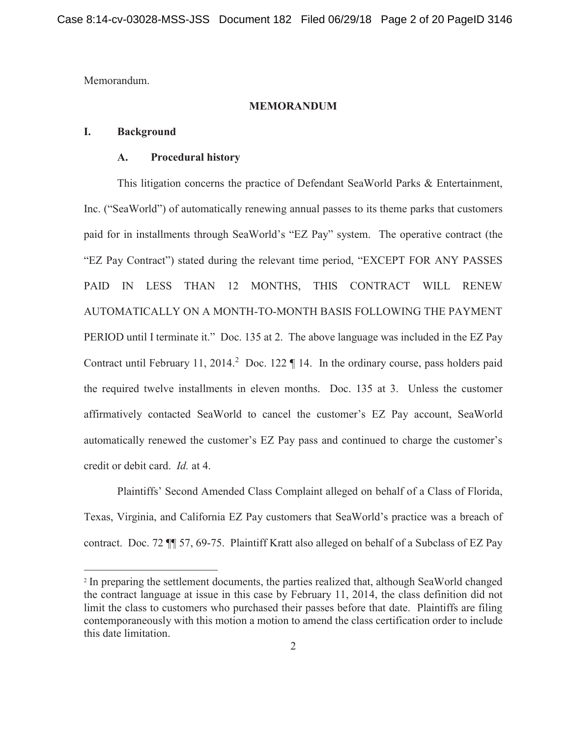Memorandum.

## MEMORANDUM

### I. Background

#### A. Procedural history

This litigation concerns the practice of Defendant SeaWorld Parks & Entertainment, Inc. ("SeaWorld") of automatically renewing annual passes to its theme parks that customers paid for in installments through SeaWorld's "EZ Pay" system. The operative contract (the "EZ Pay Contract") stated during the relevant time period, "EXCEPT FOR ANY PASSES PAID IN LESS THAN 12 MONTHS, THIS CONTRACT WILL RENEW AUTOMATICALLY ON A MONTH-TO-MONTH BASIS FOLLOWING THE PAYMENT PERIOD until I terminate it." Doc. 135 at 2. The above language was included in the EZ Pay Contract until February 11, 2014.[2] Doc. 122 ¶ 14. In the ordinary course, pass holders paid the required twelve installments in eleven months. Doc. 135 at 3. Unless the customer affirmatively contacted SeaWorld to cancel the customer's EZ Pay account, SeaWorld automatically renewed the customer's EZ Pay pass and continued to charge the customer's credit or debit card. *Id.* at 4.

Plaintiffs' Second Amended Class Complaint alleged on behalf of a Class of Florida, Texas, Virginia, and California EZ Pay customers that SeaWorld's practice was a breach of contract. Doc. 72 ¶¶ 57, 69-75. Plaintiff Kratt also alleged on behalf of a Subclass of EZ Pay

---

[2] In preparing the settlement documents, the parties realized that, although SeaWorld changed the contract language at issue in this case by February 11, 2014, the class definition did not limit the class to customers who purchased their passes before that date. Plaintiffs are filing contemporaneously with this motion a motion to amend the class certification order to include this date limitation.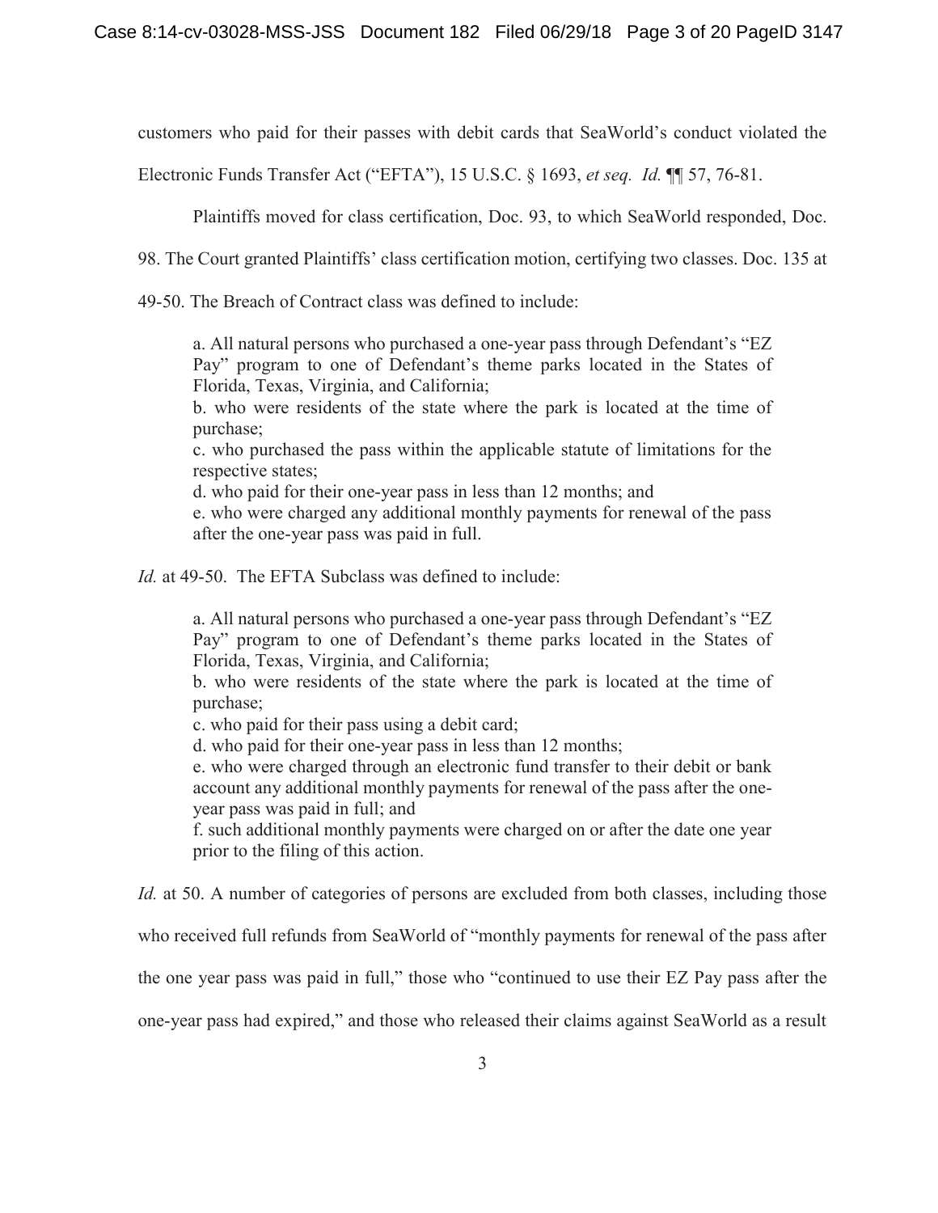customers who paid for their passes with debit cards that SeaWorld's conduct violated the Electronic Funds Transfer Act ("EFTA"), 15 U.S.C. § 1693, *et seq. Id.* ¶¶ 57, 76-81.

Plaintiffs moved for class certification, Doc. 93, to which SeaWorld responded, Doc. 98. The Court granted Plaintiffs' class certification motion, certifying two classes. Doc. 135 at 49-50. The Breach of Contract class was defined to include:

> a. All natural persons who purchased a one-year pass through Defendant's "EZ Pay" program to one of Defendant's theme parks located in the States of Florida, Texas, Virginia, and California;
> b. who were residents of the state where the park is located at the time of purchase;
> c. who purchased the pass within the applicable statute of limitations for the respective states;
> d. who paid for their one-year pass in less than 12 months; and
> e. who were charged any additional monthly payments for renewal of the pass after the one-year pass was paid in full.

*Id.* at 49-50. The EFTA Subclass was defined to include:

> a. All natural persons who purchased a one-year pass through Defendant's "EZ Pay" program to one of Defendant's theme parks located in the States of Florida, Texas, Virginia, and California;
> b. who were residents of the state where the park is located at the time of purchase;
> c. who paid for their pass using a debit card;
> d. who paid for their one-year pass in less than 12 months;
> e. who were charged through an electronic fund transfer to their debit or bank account any additional monthly payments for renewal of the pass after the one-year pass was paid in full; and
> f. such additional monthly payments were charged on or after the date one year prior to the filing of this action.

*Id.* at 50. A number of categories of persons are excluded from both classes, including those who received full refunds from SeaWorld of "monthly payments for renewal of the pass after the one year pass was paid in full," those who "continued to use their EZ Pay pass after the one-year pass had expired," and those who released their claims against SeaWorld as a result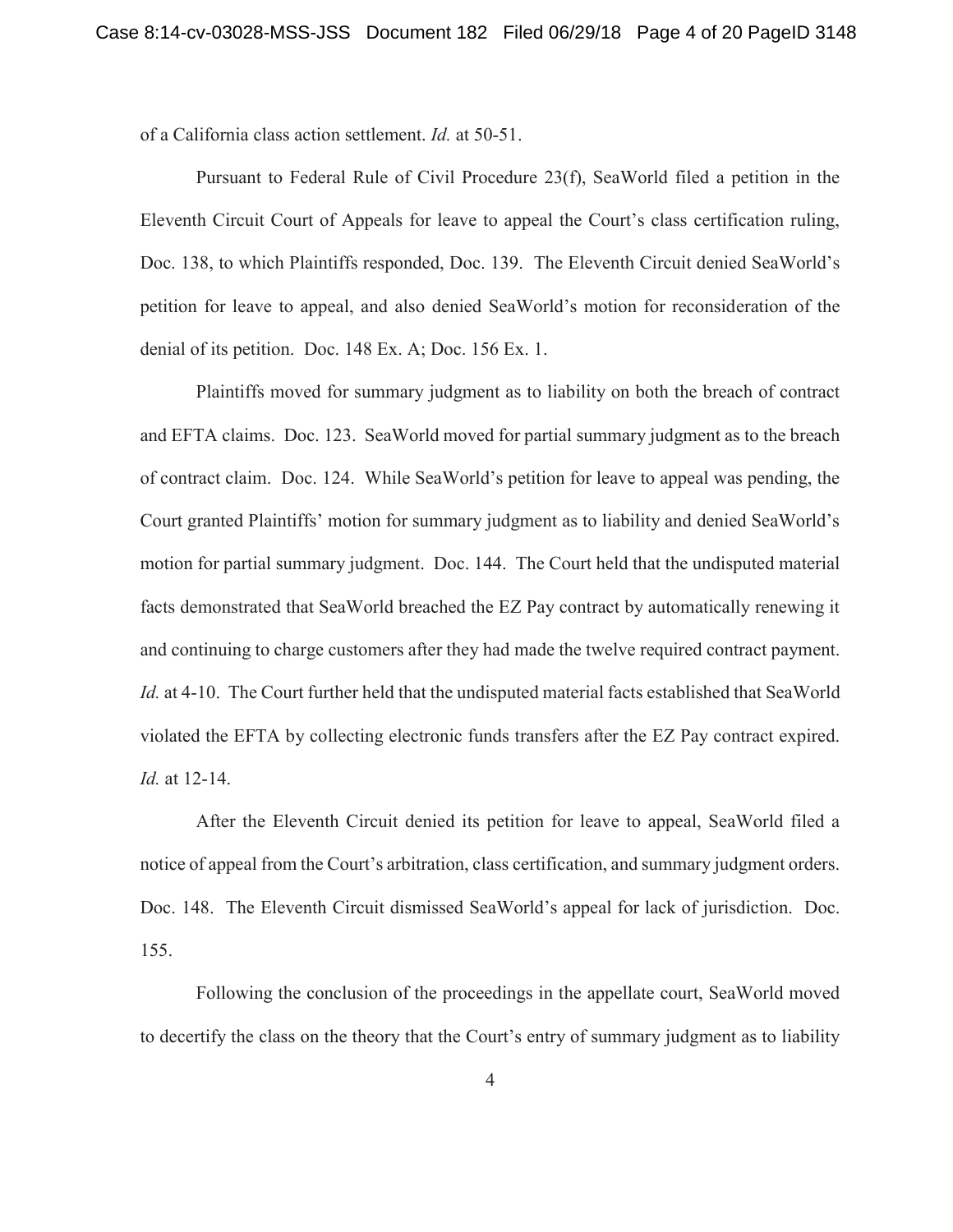of a California class action settlement. *Id.* at 50-51.

Pursuant to Federal Rule of Civil Procedure 23(f), SeaWorld filed a petition in the Eleventh Circuit Court of Appeals for leave to appeal the Court's class certification ruling, Doc. 138, to which Plaintiffs responded, Doc. 139. The Eleventh Circuit denied SeaWorld's petition for leave to appeal, and also denied SeaWorld's motion for reconsideration of the denial of its petition. Doc. 148 Ex. A; Doc. 156 Ex. 1.

Plaintiffs moved for summary judgment as to liability on both the breach of contract and EFTA claims. Doc. 123. SeaWorld moved for partial summary judgment as to the breach of contract claim. Doc. 124. While SeaWorld's petition for leave to appeal was pending, the Court granted Plaintiffs' motion for summary judgment as to liability and denied SeaWorld's motion for partial summary judgment. Doc. 144. The Court held that the undisputed material facts demonstrated that SeaWorld breached the EZ Pay contract by automatically renewing it and continuing to charge customers after they had made the twelve required contract payment. *Id.* at 4-10. The Court further held that the undisputed material facts established that SeaWorld violated the EFTA by collecting electronic funds transfers after the EZ Pay contract expired. *Id.* at 12-14.

After the Eleventh Circuit denied its petition for leave to appeal, SeaWorld filed a notice of appeal from the Court's arbitration, class certification, and summary judgment orders. Doc. 148. The Eleventh Circuit dismissed SeaWorld's appeal for lack of jurisdiction. Doc. 155.

Following the conclusion of the proceedings in the appellate court, SeaWorld moved to decertify the class on the theory that the Court's entry of summary judgment as to liability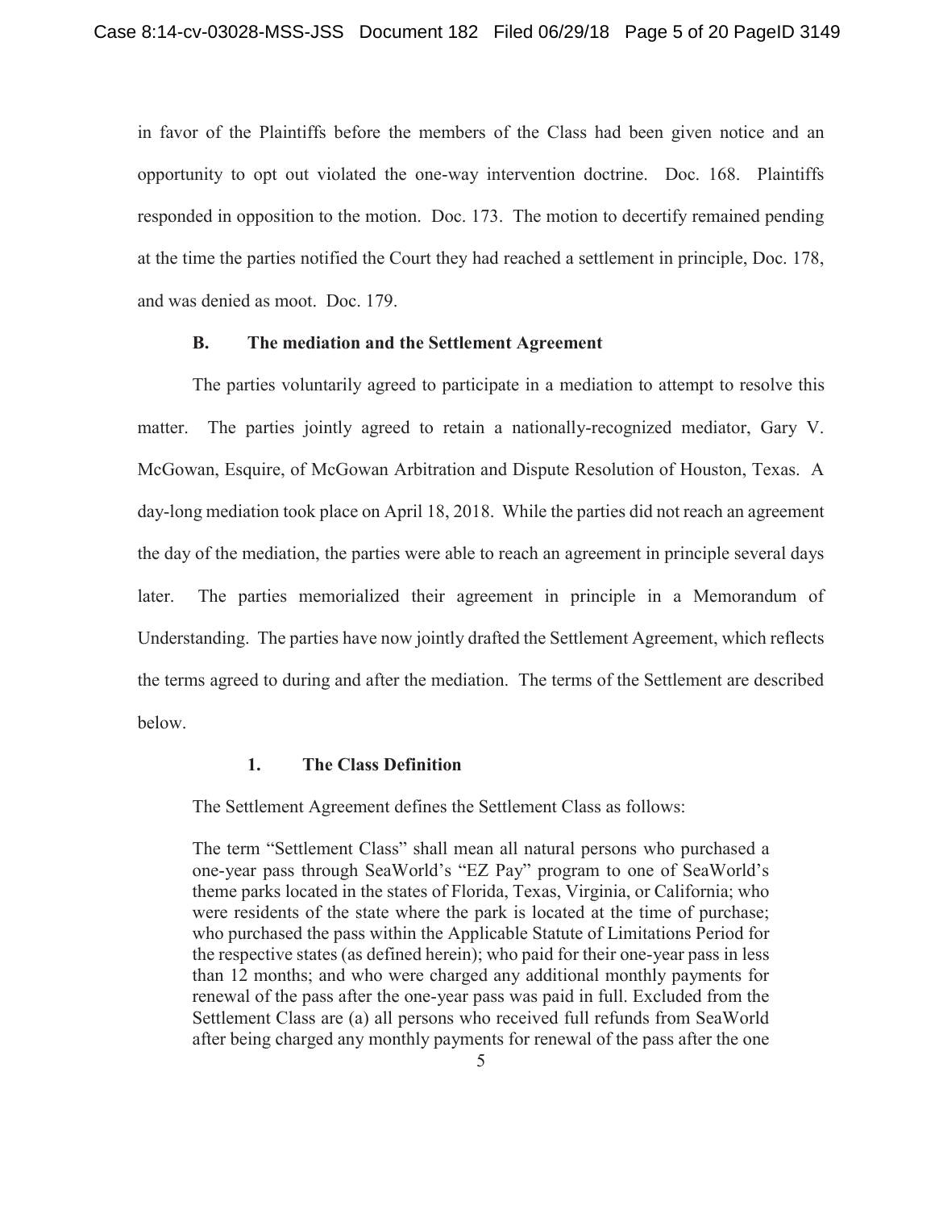in favor of the Plaintiffs before the members of the Class had been given notice and an opportunity to opt out violated the one-way intervention doctrine. Doc. 168. Plaintiffs responded in opposition to the motion. Doc. 173. The motion to decertify remained pending at the time the parties notified the Court they had reached a settlement in principle, Doc. 178, and was denied as moot. Doc. 179.

### B. The mediation and the Settlement Agreement

The parties voluntarily agreed to participate in a mediation to attempt to resolve this matter. The parties jointly agreed to retain a nationally-recognized mediator, Gary V. McGowan, Esquire, of McGowan Arbitration and Dispute Resolution of Houston, Texas. A day-long mediation took place on April 18, 2018. While the parties did not reach an agreement the day of the mediation, the parties were able to reach an agreement in principle several days later. The parties memorialized their agreement in principle in a Memorandum of Understanding. The parties have now jointly drafted the Settlement Agreement, which reflects the terms agreed to during and after the mediation. The terms of the Settlement are described below.

#### 1. The Class Definition

The Settlement Agreement defines the Settlement Class as follows:

> The term "Settlement Class" shall mean all natural persons who purchased a one-year pass through SeaWorld's "EZ Pay" program to one of SeaWorld's theme parks located in the states of Florida, Texas, Virginia, or California; who were residents of the state where the park is located at the time of purchase; who purchased the pass within the Applicable Statute of Limitations Period for the respective states (as defined herein); who paid for their one-year pass in less than 12 months; and who were charged any additional monthly payments for renewal of the pass after the one-year pass was paid in full. Excluded from the Settlement Class are (a) all persons who received full refunds from SeaWorld after being charged any monthly payments for renewal of the pass after the one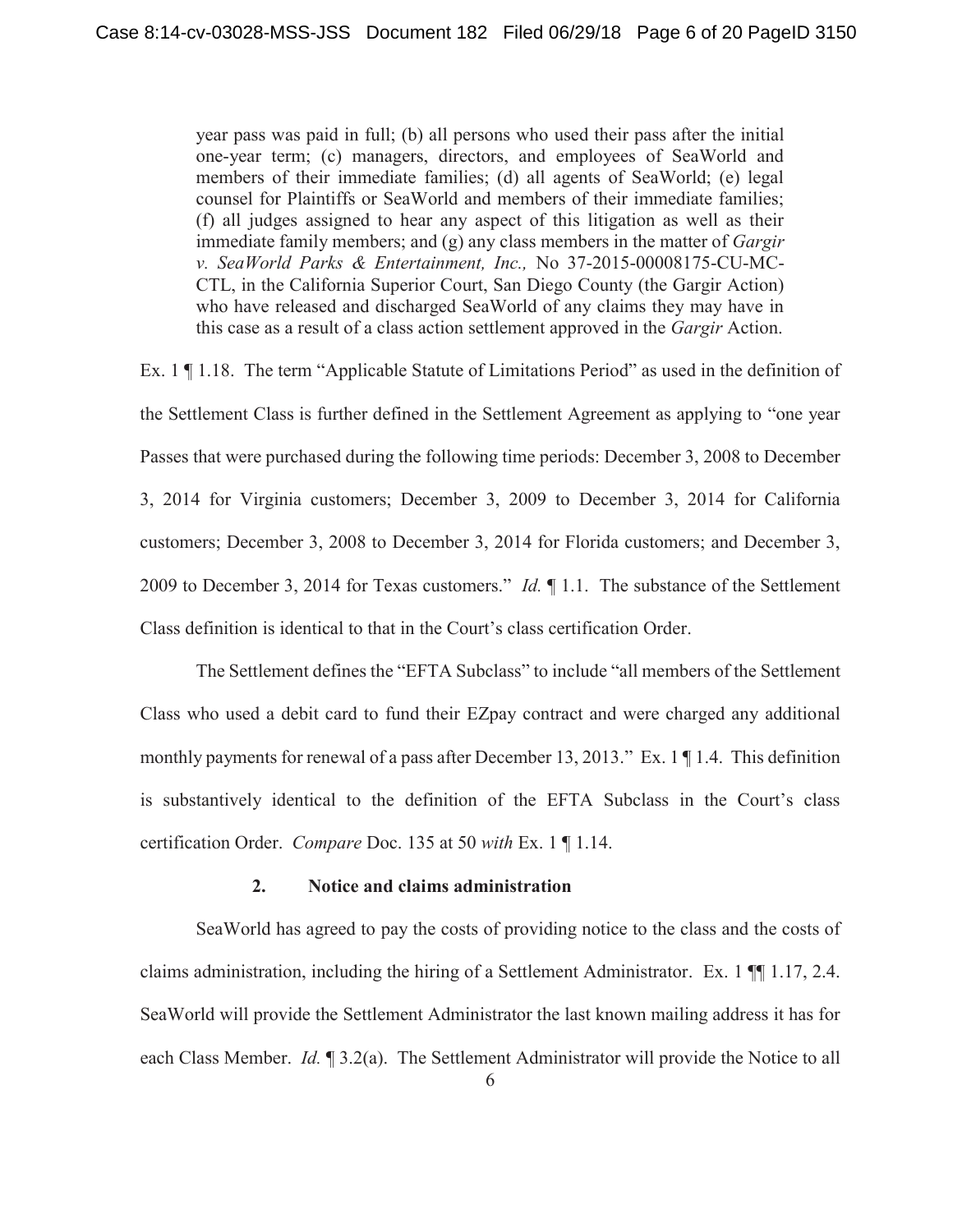> year pass was paid in full; (b) all persons who used their pass after the initial one-year term; (c) managers, directors, and employees of SeaWorld and members of their immediate families; (d) all agents of SeaWorld; (e) legal counsel for Plaintiffs or SeaWorld and members of their immediate families; (f) all judges assigned to hear any aspect of this litigation as well as their immediate family members; and (g) any class members in the matter of *Gargir v. SeaWorld Parks & Entertainment, Inc.,* No 37-2015-00008175-CU-MC-CTL, in the California Superior Court, San Diego County (the Gargir Action) who have released and discharged SeaWorld of any claims they may have in this case as a result of a class action settlement approved in the *Gargir* Action.

Ex. 1 ¶ 1.18. The term "Applicable Statute of Limitations Period" as used in the definition of the Settlement Class is further defined in the Settlement Agreement as applying to "one year Passes that were purchased during the following time periods: December 3, 2008 to December 3, 2014 for Virginia customers; December 3, 2009 to December 3, 2014 for California customers; December 3, 2008 to December 3, 2014 for Florida customers; and December 3, 2009 to December 3, 2014 for Texas customers." *Id.* ¶ 1.1. The substance of the Settlement Class definition is identical to that in the Court's class certification Order.

The Settlement defines the "EFTA Subclass" to include "all members of the Settlement Class who used a debit card to fund their EZpay contract and were charged any additional monthly payments for renewal of a pass after December 13, 2013." Ex. 1 ¶ 1.4. This definition is substantively identical to the definition of the EFTA Subclass in the Court's class certification Order. *Compare* Doc. 135 at 50 *with* Ex. 1 ¶ 1.14.

**2. Notice and claims administration**

SeaWorld has agreed to pay the costs of providing notice to the class and the costs of claims administration, including the hiring of a Settlement Administrator. Ex. 1 ¶¶ 1.17, 2.4. SeaWorld will provide the Settlement Administrator the last known mailing address it has for each Class Member. *Id.* ¶ 3.2(a). The Settlement Administrator will provide the Notice to all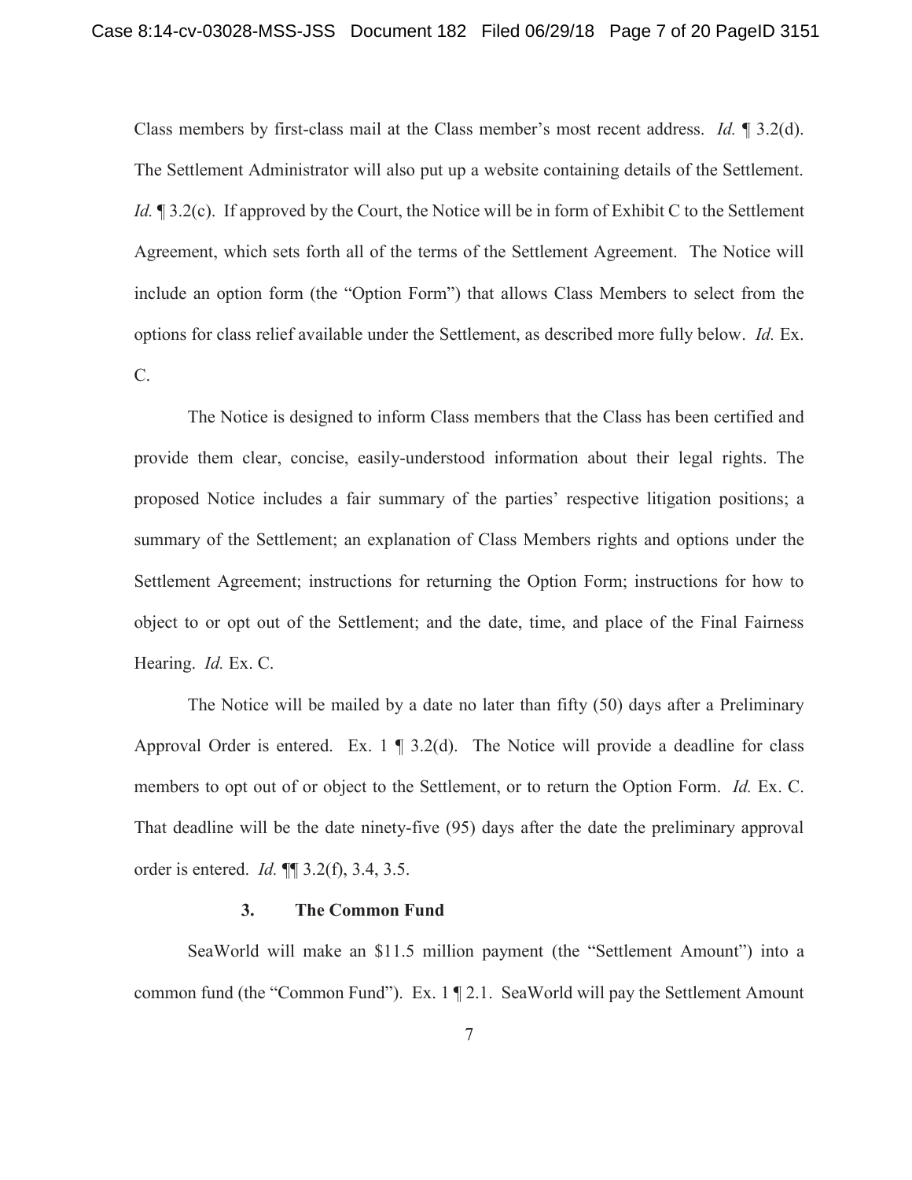Class members by first-class mail at the Class member's most recent address. *Id.* ¶ 3.2(d). The Settlement Administrator will also put up a website containing details of the Settlement. *Id.* ¶ 3.2(c). If approved by the Court, the Notice will be in form of Exhibit C to the Settlement Agreement, which sets forth all of the terms of the Settlement Agreement. The Notice will include an option form (the "Option Form") that allows Class Members to select from the options for class relief available under the Settlement, as described more fully below. *Id.* Ex. C.

The Notice is designed to inform Class members that the Class has been certified and provide them clear, concise, easily-understood information about their legal rights. The proposed Notice includes a fair summary of the parties' respective litigation positions; a summary of the Settlement; an explanation of Class Members rights and options under the Settlement Agreement; instructions for returning the Option Form; instructions for how to object to or opt out of the Settlement; and the date, time, and place of the Final Fairness Hearing. *Id.* Ex. C.

The Notice will be mailed by a date no later than fifty (50) days after a Preliminary Approval Order is entered. Ex. 1 ¶ 3.2(d). The Notice will provide a deadline for class members to opt out of or object to the Settlement, or to return the Option Form. *Id.* Ex. C. That deadline will be the date ninety-five (95) days after the date the preliminary approval order is entered. *Id.* ¶¶ 3.2(f), 3.4, 3.5.

### 3. The Common Fund

SeaWorld will make an $11.5 million payment (the "Settlement Amount") into a common fund (the "Common Fund"). Ex. 1 ¶ 2.1. SeaWorld will pay the Settlement Amount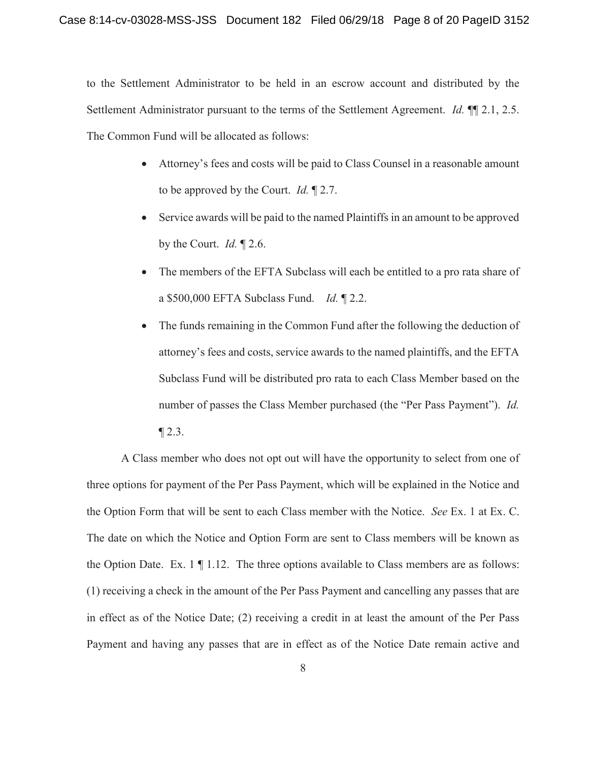to the Settlement Administrator to be held in an escrow account and distributed by the Settlement Administrator pursuant to the terms of the Settlement Agreement. *Id.* ¶¶ 2.1, 2.5. The Common Fund will be allocated as follows:

- Attorney's fees and costs will be paid to Class Counsel in a reasonable amount to be approved by the Court. *Id.* ¶ 2.7.
- Service awards will be paid to the named Plaintiffs in an amount to be approved by the Court. *Id.* ¶ 2.6.
- The members of the EFTA Subclass will each be entitled to a pro rata share of a $500,000 EFTA Subclass Fund. *Id.* ¶ 2.2.
- The funds remaining in the Common Fund after the following the deduction of attorney's fees and costs, service awards to the named plaintiffs, and the EFTA Subclass Fund will be distributed pro rata to each Class Member based on the number of passes the Class Member purchased (the "Per Pass Payment"). *Id.* ¶ 2.3.

A Class member who does not opt out will have the opportunity to select from one of three options for payment of the Per Pass Payment, which will be explained in the Notice and the Option Form that will be sent to each Class member with the Notice. *See* Ex. 1 at Ex. C. The date on which the Notice and Option Form are sent to Class members will be known as the Option Date. Ex. 1 ¶ 1.12. The three options available to Class members are as follows: (1) receiving a check in the amount of the Per Pass Payment and cancelling any passes that are in effect as of the Notice Date; (2) receiving a credit in at least the amount of the Per Pass Payment and having any passes that are in effect as of the Notice Date remain active and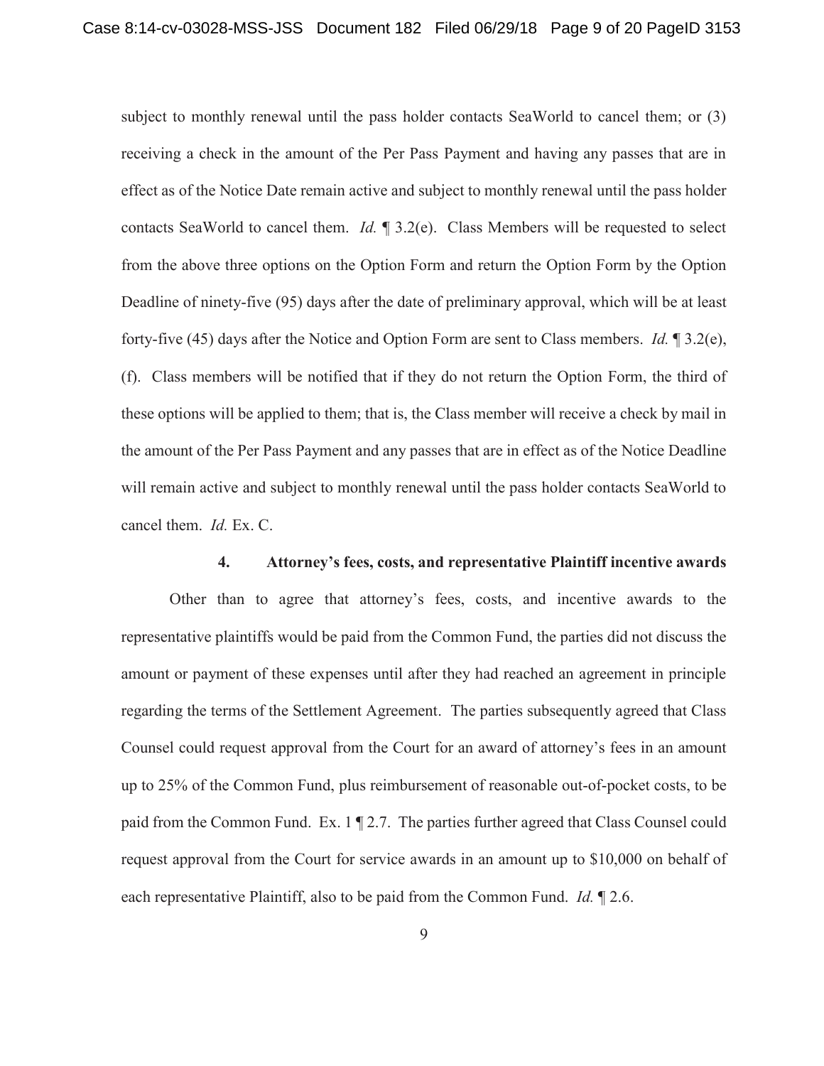subject to monthly renewal until the pass holder contacts SeaWorld to cancel them; or (3) receiving a check in the amount of the Per Pass Payment and having any passes that are in effect as of the Notice Date remain active and subject to monthly renewal until the pass holder contacts SeaWorld to cancel them. *Id.* ¶ 3.2(e). Class Members will be requested to select from the above three options on the Option Form and return the Option Form by the Option Deadline of ninety-five (95) days after the date of preliminary approval, which will be at least forty-five (45) days after the Notice and Option Form are sent to Class members. *Id.* ¶ 3.2(e), (f). Class members will be notified that if they do not return the Option Form, the third of these options will be applied to them; that is, the Class member will receive a check by mail in the amount of the Per Pass Payment and any passes that are in effect as of the Notice Deadline will remain active and subject to monthly renewal until the pass holder contacts SeaWorld to cancel them. *Id.* Ex. C.

#### 4. Attorney's fees, costs, and representative Plaintiff incentive awards

Other than to agree that attorney's fees, costs, and incentive awards to the representative plaintiffs would be paid from the Common Fund, the parties did not discuss the amount or payment of these expenses until after they had reached an agreement in principle regarding the terms of the Settlement Agreement. The parties subsequently agreed that Class Counsel could request approval from the Court for an award of attorney's fees in an amount up to 25% of the Common Fund, plus reimbursement of reasonable out-of-pocket costs, to be paid from the Common Fund. Ex. 1 ¶ 2.7. The parties further agreed that Class Counsel could request approval from the Court for service awards in an amount up to $10,000 on behalf of each representative Plaintiff, also to be paid from the Common Fund. *Id.* ¶ 2.6.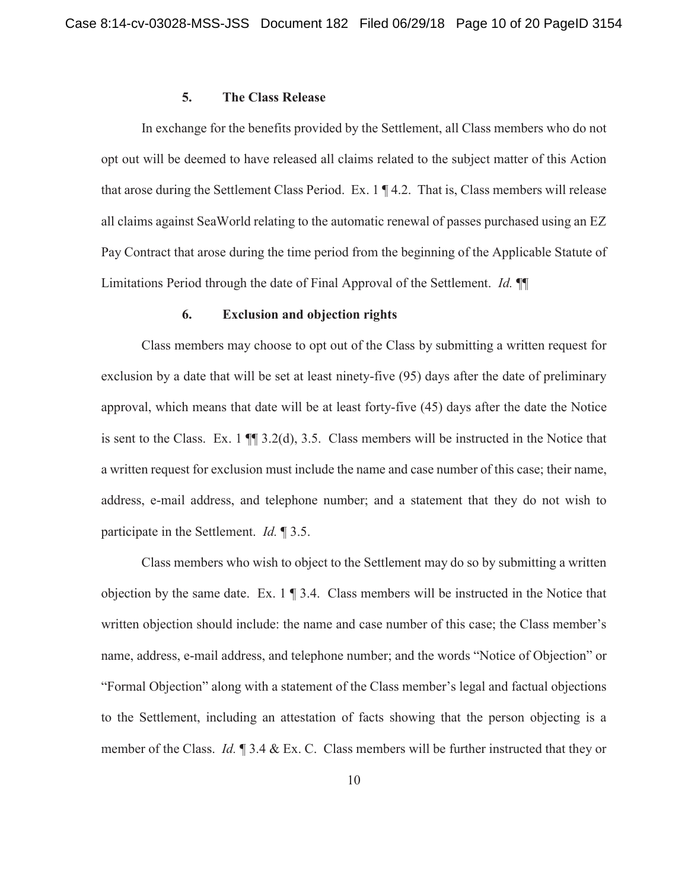#### 5. The Class Release

In exchange for the benefits provided by the Settlement, all Class members who do not opt out will be deemed to have released all claims related to the subject matter of this Action that arose during the Settlement Class Period. Ex. 1 ¶ 4.2. That is, Class members will release all claims against SeaWorld relating to the automatic renewal of passes purchased using an EZ Pay Contract that arose during the time period from the beginning of the Applicable Statute of Limitations Period through the date of Final Approval of the Settlement. *Id.* ¶¶

#### 6. Exclusion and objection rights

Class members may choose to opt out of the Class by submitting a written request for exclusion by a date that will be set at least ninety-five (95) days after the date of preliminary approval, which means that date will be at least forty-five (45) days after the date the Notice is sent to the Class. Ex. 1 ¶¶ 3.2(d), 3.5. Class members will be instructed in the Notice that a written request for exclusion must include the name and case number of this case; their name, address, e-mail address, and telephone number; and a statement that they do not wish to participate in the Settlement. *Id.* ¶ 3.5.

Class members who wish to object to the Settlement may do so by submitting a written objection by the same date. Ex. 1 ¶ 3.4. Class members will be instructed in the Notice that written objection should include: the name and case number of this case; the Class member's name, address, e-mail address, and telephone number; and the words "Notice of Objection" or "Formal Objection" along with a statement of the Class member's legal and factual objections to the Settlement, including an attestation of facts showing that the person objecting is a member of the Class. *Id.* ¶ 3.4 & Ex. C. Class members will be further instructed that they or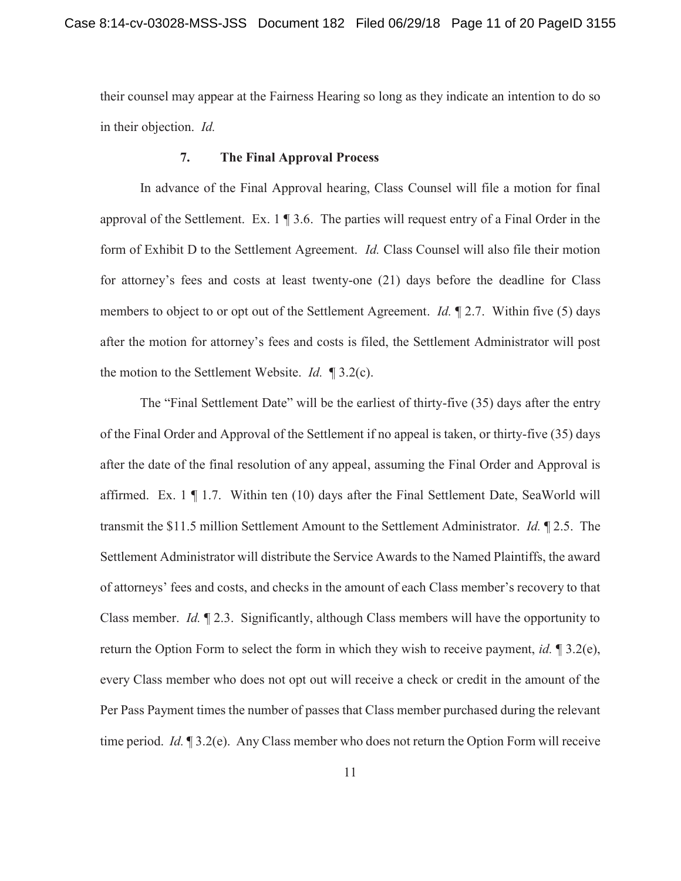their counsel may appear at the Fairness Hearing so long as they indicate an intention to do so in their objection. *Id.*

### 7. The Final Approval Process

In advance of the Final Approval hearing, Class Counsel will file a motion for final approval of the Settlement. Ex. 1 ¶ 3.6. The parties will request entry of a Final Order in the form of Exhibit D to the Settlement Agreement. *Id.* Class Counsel will also file their motion for attorney's fees and costs at least twenty-one (21) days before the deadline for Class members to object to or opt out of the Settlement Agreement. *Id.* ¶ 2.7. Within five (5) days after the motion for attorney's fees and costs is filed, the Settlement Administrator will post the motion to the Settlement Website. *Id.* ¶ 3.2(c).

The "Final Settlement Date" will be the earliest of thirty-five (35) days after the entry of the Final Order and Approval of the Settlement if no appeal is taken, or thirty-five (35) days after the date of the final resolution of any appeal, assuming the Final Order and Approval is affirmed. Ex. 1 ¶ 1.7. Within ten (10) days after the Final Settlement Date, SeaWorld will transmit the $11.5 million Settlement Amount to the Settlement Administrator. *Id.* ¶ 2.5. The Settlement Administrator will distribute the Service Awards to the Named Plaintiffs, the award of attorneys' fees and costs, and checks in the amount of each Class member's recovery to that Class member. *Id.* ¶ 2.3. Significantly, although Class members will have the opportunity to return the Option Form to select the form in which they wish to receive payment, *id.* ¶ 3.2(e), every Class member who does not opt out will receive a check or credit in the amount of the Per Pass Payment times the number of passes that Class member purchased during the relevant time period. *Id.* ¶ 3.2(e). Any Class member who does not return the Option Form will receive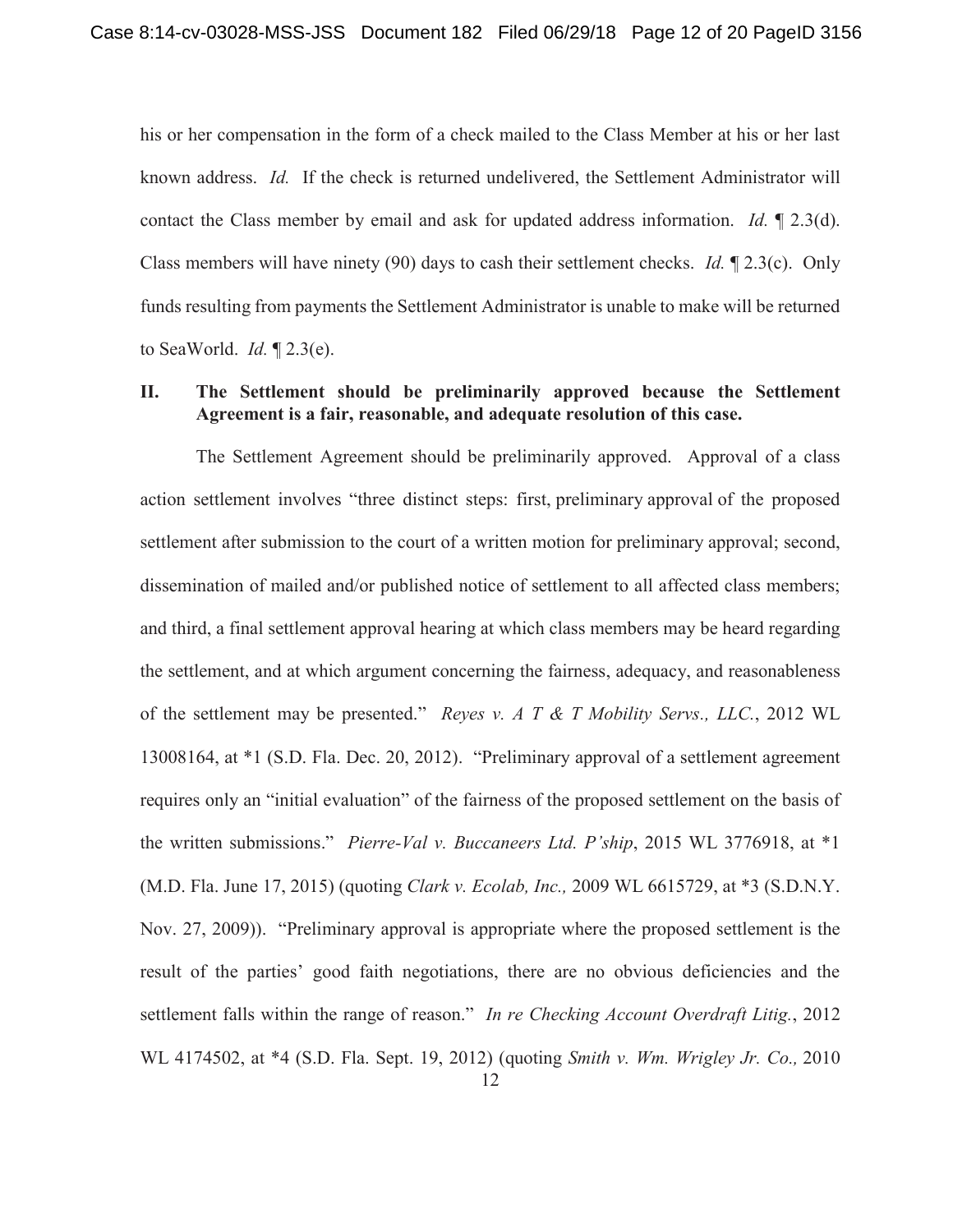his or her compensation in the form of a check mailed to the Class Member at his or her last known address. *Id.* If the check is returned undelivered, the Settlement Administrator will contact the Class member by email and ask for updated address information. *Id.* ¶ 2.3(d). Class members will have ninety (90) days to cash their settlement checks. *Id.* ¶ 2.3(c). Only funds resulting from payments the Settlement Administrator is unable to make will be returned to SeaWorld. *Id.* ¶ 2.3(e).

## II. The Settlement should be preliminarily approved because the Settlement Agreement is a fair, reasonable, and adequate resolution of this case.

The Settlement Agreement should be preliminarily approved. Approval of a class action settlement involves "three distinct steps: first, preliminary approval of the proposed settlement after submission to the court of a written motion for preliminary approval; second, dissemination of mailed and/or published notice of settlement to all affected class members; and third, a final settlement approval hearing at which class members may be heard regarding the settlement, and at which argument concerning the fairness, adequacy, and reasonableness of the settlement may be presented." *Reyes v. A T & T Mobility Servs., LLC.*, 2012 WL 13008164, at *1 (S.D. Fla. Dec. 20, 2012). "Preliminary approval of a settlement agreement requires only an "initial evaluation" of the fairness of the proposed settlement on the basis of the written submissions." *Pierre-Val v. Buccaneers Ltd. P'ship*, 2015 WL 3776918, at *1 (M.D. Fla. June 17, 2015) (quoting *Clark v. Ecolab, Inc.,* 2009 WL 6615729, at *3 (S.D.N.Y. Nov. 27, 2009)). "Preliminary approval is appropriate where the proposed settlement is the result of the parties' good faith negotiations, there are no obvious deficiencies and the settlement falls within the range of reason." *In re Checking Account Overdraft Litig.*, 2012 WL 4174502, at *4 (S.D. Fla. Sept. 19, 2012) (quoting *Smith v. Wm. Wrigley Jr. Co.,* 2010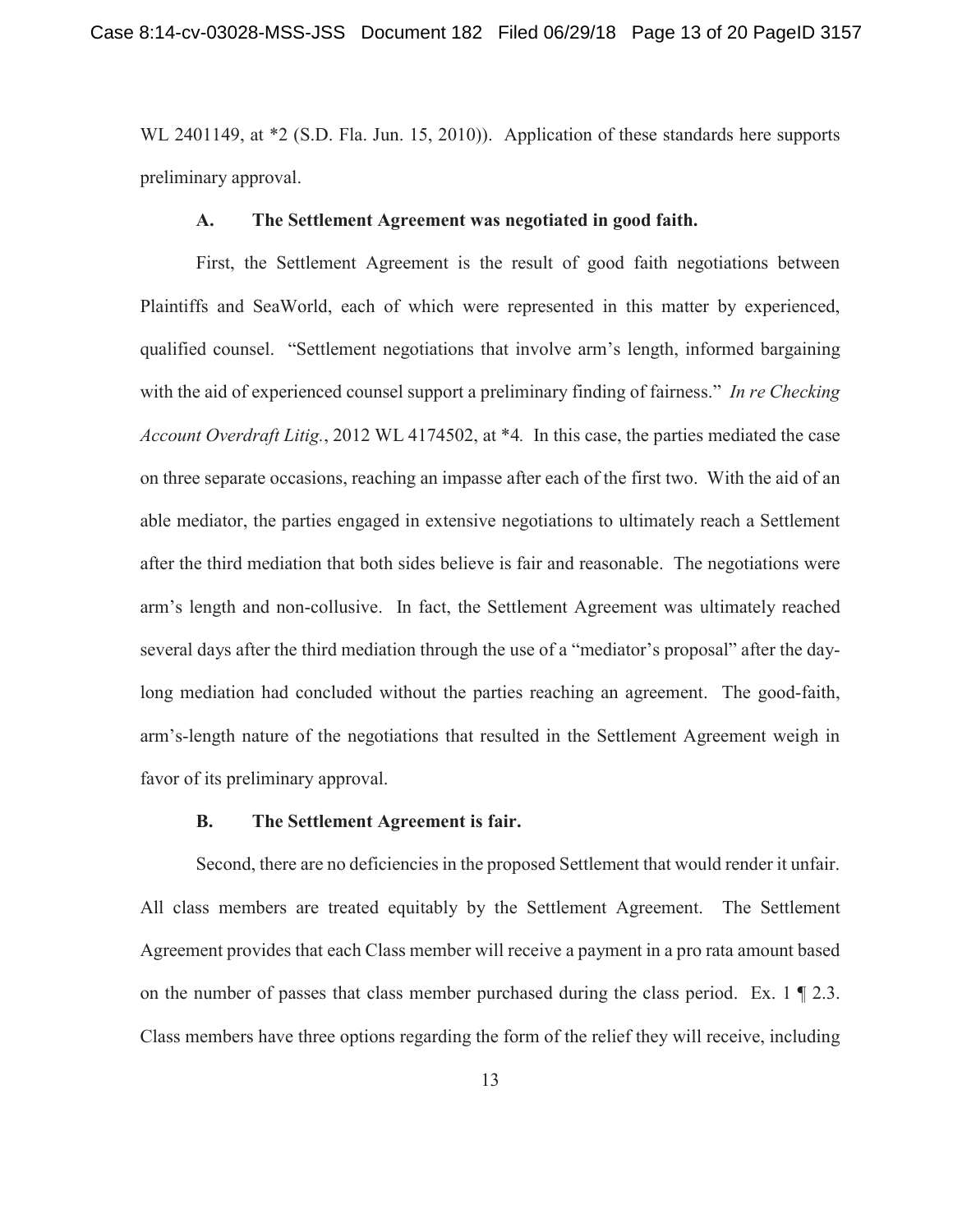WL 2401149, at *2 (S.D. Fla. Jun. 15, 2010)). Application of these standards here supports preliminary approval.

### A. The Settlement Agreement was negotiated in good faith.

First, the Settlement Agreement is the result of good faith negotiations between Plaintiffs and SeaWorld, each of which were represented in this matter by experienced, qualified counsel. "Settlement negotiations that involve arm's length, informed bargaining with the aid of experienced counsel support a preliminary finding of fairness." *In re Checking Account Overdraft Litig.*, 2012 WL 4174502, at *4. In this case, the parties mediated the case on three separate occasions, reaching an impasse after each of the first two. With the aid of an able mediator, the parties engaged in extensive negotiations to ultimately reach a Settlement after the third mediation that both sides believe is fair and reasonable. The negotiations were arm's length and non-collusive. In fact, the Settlement Agreement was ultimately reached several days after the third mediation through the use of a "mediator's proposal" after the day-long mediation had concluded without the parties reaching an agreement. The good-faith, arm's-length nature of the negotiations that resulted in the Settlement Agreement weigh in favor of its preliminary approval.

### B. The Settlement Agreement is fair.

Second, there are no deficiencies in the proposed Settlement that would render it unfair. All class members are treated equitably by the Settlement Agreement. The Settlement Agreement provides that each Class member will receive a payment in a pro rata amount based on the number of passes that class member purchased during the class period. Ex. 1 ¶ 2.3. Class members have three options regarding the form of the relief they will receive, including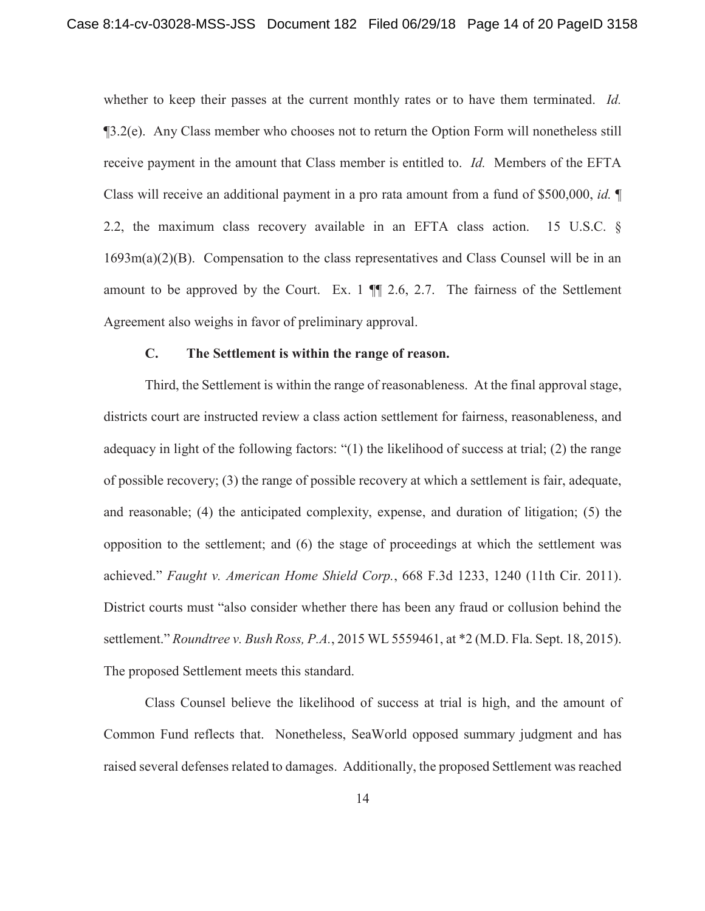whether to keep their passes at the current monthly rates or to have them terminated. *Id.* ¶3.2(e). Any Class member who chooses not to return the Option Form will nonetheless still receive payment in the amount that Class member is entitled to. *Id.* Members of the EFTA Class will receive an additional payment in a pro rata amount from a fund of $500,000, *id.* ¶ 2.2, the maximum class recovery available in an EFTA class action. 15 U.S.C. § 1693m(a)(2)(B). Compensation to the class representatives and Class Counsel will be in an amount to be approved by the Court. Ex. 1 ¶¶ 2.6, 2.7. The fairness of the Settlement Agreement also weighs in favor of preliminary approval.

### C. The Settlement is within the range of reason.

Third, the Settlement is within the range of reasonableness. At the final approval stage, districts court are instructed review a class action settlement for fairness, reasonableness, and adequacy in light of the following factors: "(1) the likelihood of success at trial; (2) the range of possible recovery; (3) the range of possible recovery at which a settlement is fair, adequate, and reasonable; (4) the anticipated complexity, expense, and duration of litigation; (5) the opposition to the settlement; and (6) the stage of proceedings at which the settlement was achieved." *Faught v. American Home Shield Corp.*, 668 F.3d 1233, 1240 (11th Cir. 2011). District courts must "also consider whether there has been any fraud or collusion behind the settlement." *Roundtree v. Bush Ross, P.A.*, 2015 WL 5559461, at *2 (M.D. Fla. Sept. 18, 2015). The proposed Settlement meets this standard.

Class Counsel believe the likelihood of success at trial is high, and the amount of Common Fund reflects that. Nonetheless, SeaWorld opposed summary judgment and has raised several defenses related to damages. Additionally, the proposed Settlement was reached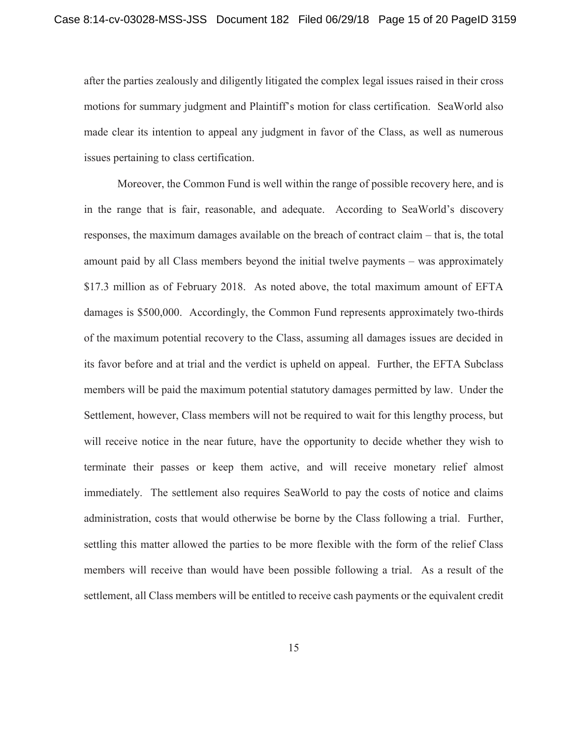after the parties zealously and diligently litigated the complex legal issues raised in their cross motions for summary judgment and Plaintiff's motion for class certification. SeaWorld also made clear its intention to appeal any judgment in favor of the Class, as well as numerous issues pertaining to class certification.

Moreover, the Common Fund is well within the range of possible recovery here, and is in the range that is fair, reasonable, and adequate. According to SeaWorld's discovery responses, the maximum damages available on the breach of contract claim – that is, the total amount paid by all Class members beyond the initial twelve payments – was approximately $17.3 million as of February 2018. As noted above, the total maximum amount of EFTA damages is $500,000. Accordingly, the Common Fund represents approximately two-thirds of the maximum potential recovery to the Class, assuming all damages issues are decided in its favor before and at trial and the verdict is upheld on appeal. Further, the EFTA Subclass members will be paid the maximum potential statutory damages permitted by law. Under the Settlement, however, Class members will not be required to wait for this lengthy process, but will receive notice in the near future, have the opportunity to decide whether they wish to terminate their passes or keep them active, and will receive monetary relief almost immediately. The settlement also requires SeaWorld to pay the costs of notice and claims administration, costs that would otherwise be borne by the Class following a trial. Further, settling this matter allowed the parties to be more flexible with the form of the relief Class members will receive than would have been possible following a trial. As a result of the settlement, all Class members will be entitled to receive cash payments or the equivalent credit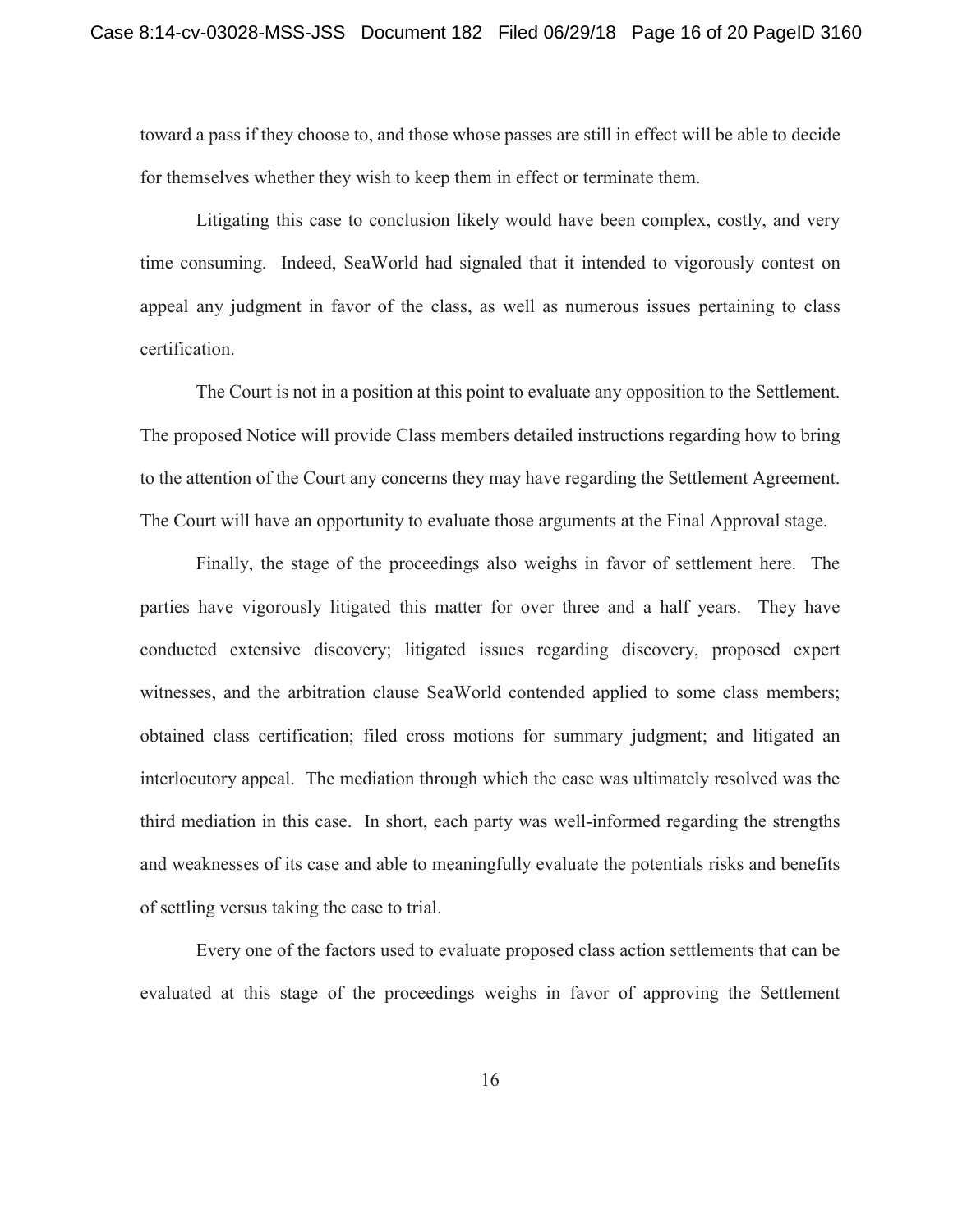toward a pass if they choose to, and those whose passes are still in effect will be able to decide for themselves whether they wish to keep them in effect or terminate them.

Litigating this case to conclusion likely would have been complex, costly, and very time consuming. Indeed, SeaWorld had signaled that it intended to vigorously contest on appeal any judgment in favor of the class, as well as numerous issues pertaining to class certification.

The Court is not in a position at this point to evaluate any opposition to the Settlement. The proposed Notice will provide Class members detailed instructions regarding how to bring to the attention of the Court any concerns they may have regarding the Settlement Agreement. The Court will have an opportunity to evaluate those arguments at the Final Approval stage.

Finally, the stage of the proceedings also weighs in favor of settlement here. The parties have vigorously litigated this matter for over three and a half years. They have conducted extensive discovery; litigated issues regarding discovery, proposed expert witnesses, and the arbitration clause SeaWorld contended applied to some class members; obtained class certification; filed cross motions for summary judgment; and litigated an interlocutory appeal. The mediation through which the case was ultimately resolved was the third mediation in this case. In short, each party was well-informed regarding the strengths and weaknesses of its case and able to meaningfully evaluate the potentials risks and benefits of settling versus taking the case to trial.

Every one of the factors used to evaluate proposed class action settlements that can be evaluated at this stage of the proceedings weighs in favor of approving the Settlement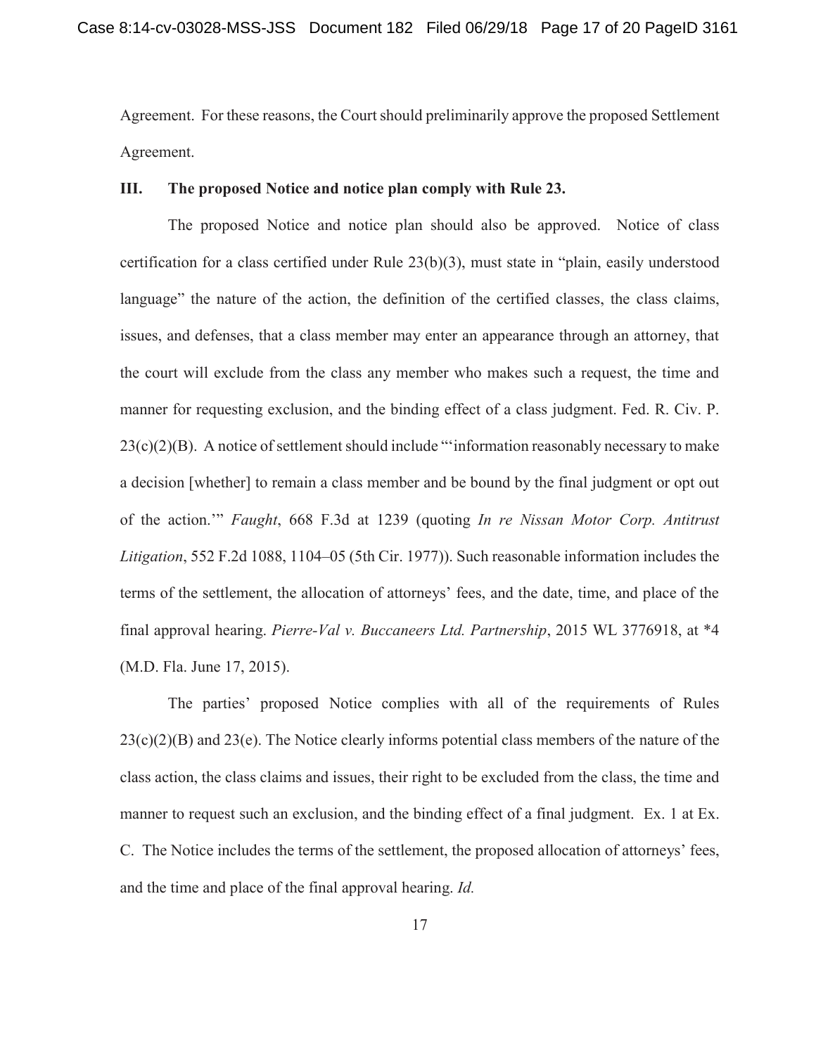Agreement. For these reasons, the Court should preliminarily approve the proposed Settlement Agreement.

### III. The proposed Notice and notice plan comply with Rule 23.

The proposed Notice and notice plan should also be approved. Notice of class certification for a class certified under Rule 23(b)(3), must state in "plain, easily understood language" the nature of the action, the definition of the certified classes, the class claims, issues, and defenses, that a class member may enter an appearance through an attorney, that the court will exclude from the class any member who makes such a request, the time and manner for requesting exclusion, and the binding effect of a class judgment. Fed. R. Civ. P. 23(c)(2)(B). A notice of settlement should include "'information reasonably necessary to make a decision [whether] to remain a class member and be bound by the final judgment or opt out of the action.'" *Faught*, 668 F.3d at 1239 (quoting *In re Nissan Motor Corp. Antitrust Litigation*, 552 F.2d 1088, 1104–05 (5th Cir. 1977)). Such reasonable information includes the terms of the settlement, the allocation of attorneys' fees, and the date, time, and place of the final approval hearing. *Pierre-Val v. Buccaneers Ltd. Partnership*, 2015 WL 3776918, at *4 (M.D. Fla. June 17, 2015).

The parties' proposed Notice complies with all of the requirements of Rules 23(c)(2)(B) and 23(e). The Notice clearly informs potential class members of the nature of the class action, the class claims and issues, their right to be excluded from the class, the time and manner to request such an exclusion, and the binding effect of a final judgment. Ex. 1 at Ex. C. The Notice includes the terms of the settlement, the proposed allocation of attorneys' fees, and the time and place of the final approval hearing. *Id.*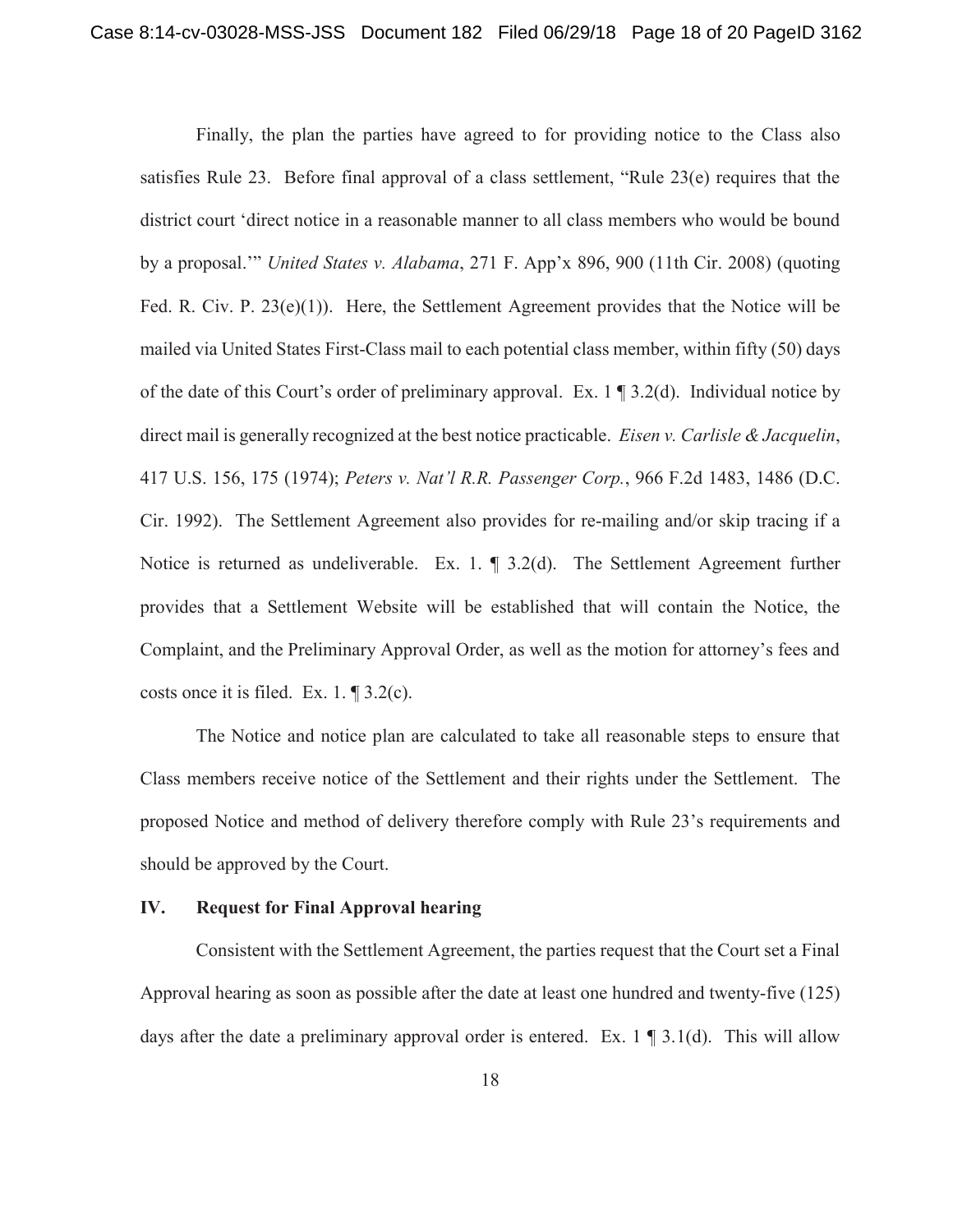Finally, the plan the parties have agreed to for providing notice to the Class also satisfies Rule 23. Before final approval of a class settlement, "Rule 23(e) requires that the district court 'direct notice in a reasonable manner to all class members who would be bound by a proposal.'" *United States v. Alabama*, 271 F. App'x 896, 900 (11th Cir. 2008) (quoting Fed. R. Civ. P. 23(e)(1)). Here, the Settlement Agreement provides that the Notice will be mailed via United States First-Class mail to each potential class member, within fifty (50) days of the date of this Court's order of preliminary approval. Ex. 1 ¶ 3.2(d). Individual notice by direct mail is generally recognized at the best notice practicable. *Eisen v. Carlisle & Jacquelin*, 417 U.S. 156, 175 (1974); *Peters v. Nat'l R.R. Passenger Corp.*, 966 F.2d 1483, 1486 (D.C. Cir. 1992). The Settlement Agreement also provides for re-mailing and/or skip tracing if a Notice is returned as undeliverable. Ex. 1. ¶ 3.2(d). The Settlement Agreement further provides that a Settlement Website will be established that will contain the Notice, the Complaint, and the Preliminary Approval Order, as well as the motion for attorney's fees and costs once it is filed. Ex. 1. ¶ 3.2(c).

The Notice and notice plan are calculated to take all reasonable steps to ensure that Class members receive notice of the Settlement and their rights under the Settlement. The proposed Notice and method of delivery therefore comply with Rule 23's requirements and should be approved by the Court.

## IV. Request for Final Approval hearing

Consistent with the Settlement Agreement, the parties request that the Court set a Final Approval hearing as soon as possible after the date at least one hundred and twenty-five (125) days after the date a preliminary approval order is entered. Ex. 1 ¶ 3.1(d). This will allow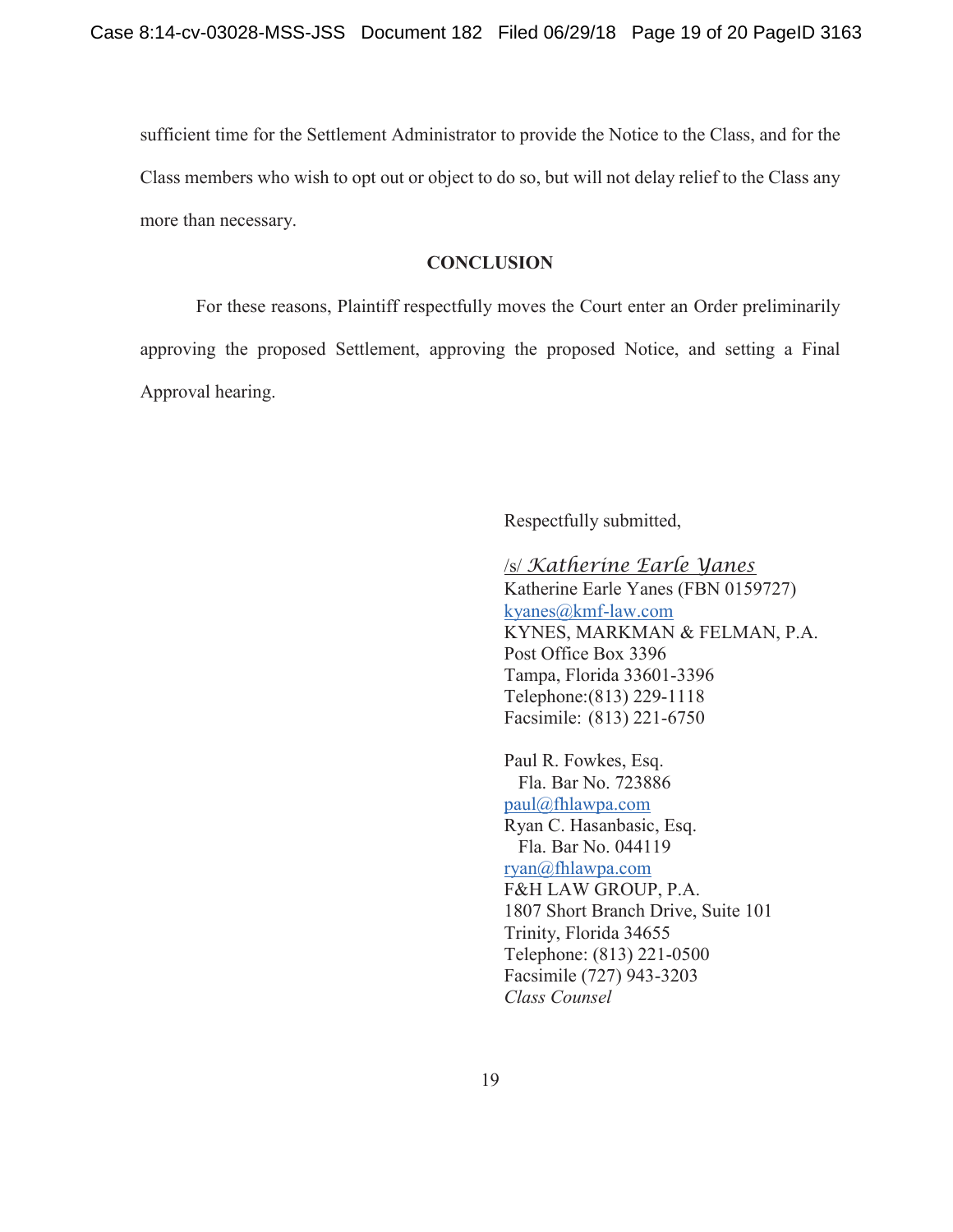sufficient time for the Settlement Administrator to provide the Notice to the Class, and for the Class members who wish to opt out or object to do so, but will not delay relief to the Class any more than necessary.

## CONCLUSION

For these reasons, Plaintiff respectfully moves the Court enter an Order preliminarily approving the proposed Settlement, approving the proposed Notice, and setting a Final Approval hearing.

Respectfully submitted,

/s/ *Katherine Earle Yanes*
Katherine Earle Yanes (FBN 0159727)
kyanes@kmf-law.com
KYNES, MARKMAN & FELMAN, P.A.
Post Office Box 3396
Tampa, Florida 33601-3396
Telephone:(813) 229-1118
Facsimile: (813) 221-6750

Paul R. Fowkes, Esq.
Fla. Bar No. 723886
paul@fhlawpa.com
Ryan C. Hasanbasic, Esq.
Fla. Bar No. 044119
ryan@fhlawpa.com
F&H LAW GROUP, P.A.
1807 Short Branch Drive, Suite 101
Trinity, Florida 34655
Telephone: (813) 221-0500
Facsimile (727) 943-3203
*Class Counsel*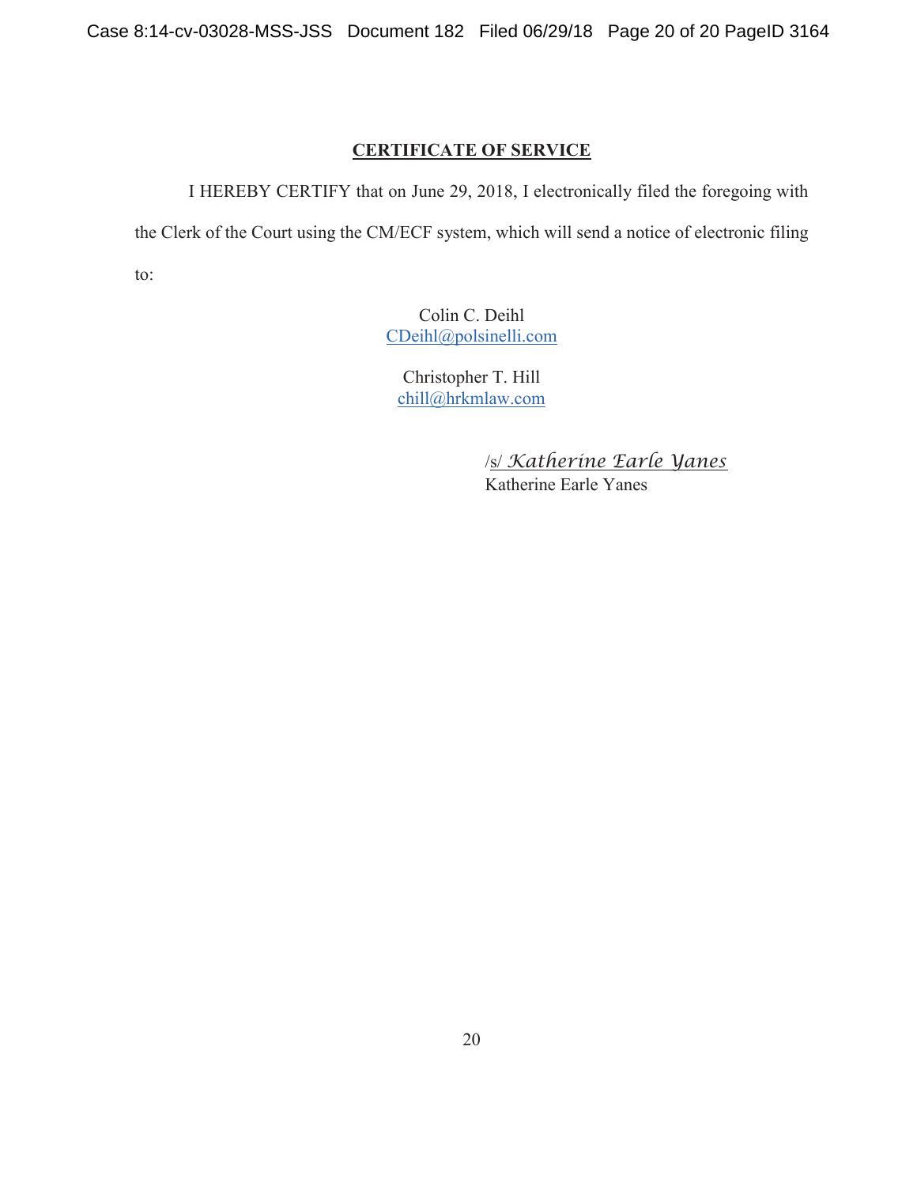## CERTIFICATE OF SERVICE

I HEREBY CERTIFY that on June 29, 2018, I electronically filed the foregoing with the Clerk of the Court using the CM/ECF system, which will send a notice of electronic filing to:

Colin C. Deihl
CDeihl@polsinelli.com

Christopher T. Hill
chill@hrkmlaw.com

/s/ *Katherine Earle Yanes*
Katherine Earle Yanes